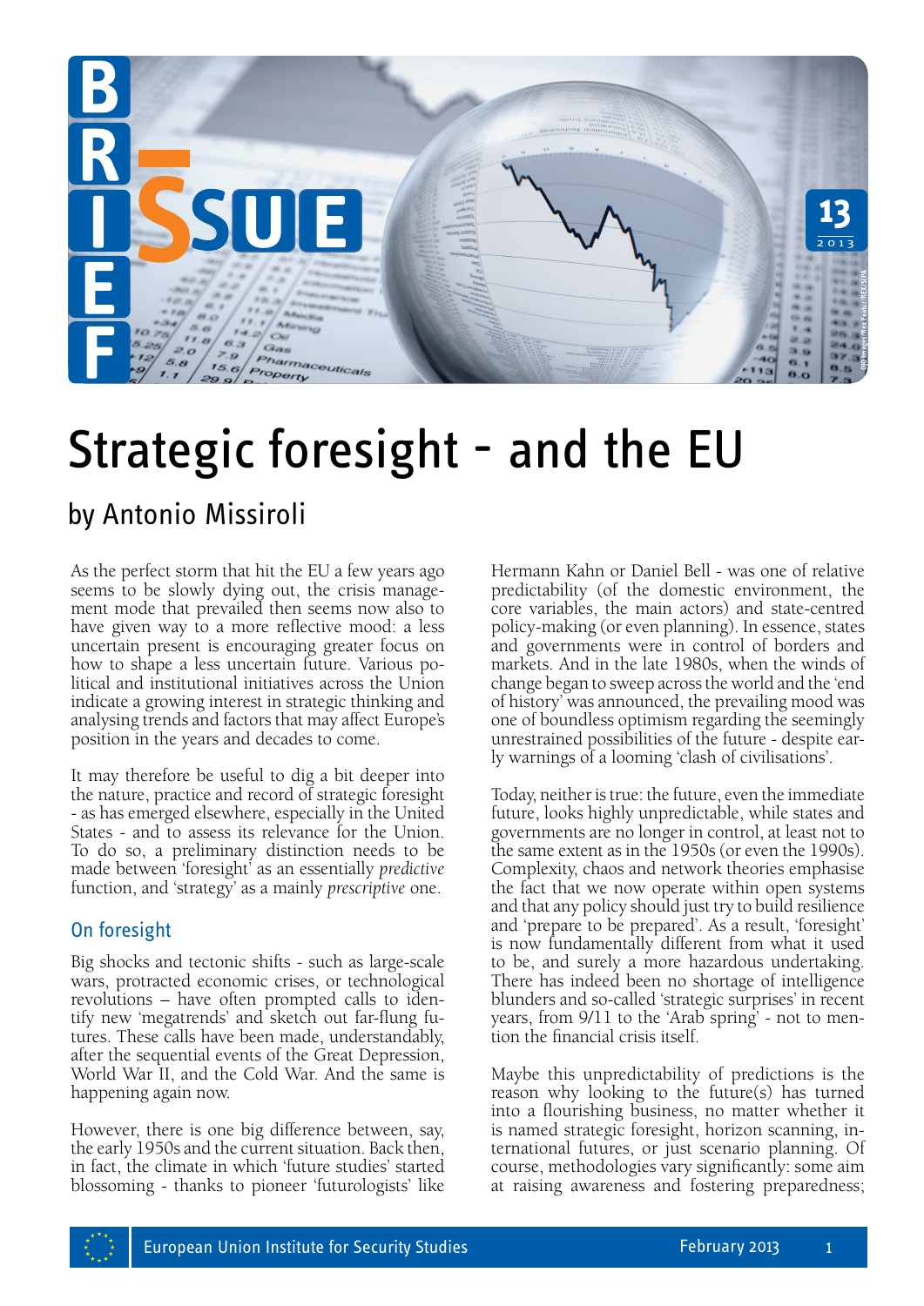# Strategic foresight - and the EU

## by Antonio Missiroli

As the perfect storm that hit the EU a few years ago seems to be slowly dying out, the crisis management mode that prevailed then seems now also to have given way to a more reflective mood: a less uncertain present is encouraging greater focus on how to shape a less uncertain future. Various political and institutional initiatives across the Union indicate a growing interest in strategic thinking and analysing trends and factors that may affect Europe's position in the years and decades to come.

It may therefore be useful to dig a bit deeper into the nature, practice and record of strategic foresight - as has emerged elsewhere, especially in the United States - and to assess its relevance for the Union. To do so, a preliminary distinction needs to be made between 'foresight' as an essentially *predictive* function, and 'strategy' as a mainly *prescriptive* one.

### On foresight

Big shocks and tectonic shifts - such as large-scale wars, protracted economic crises, or technological revolutions – have often prompted calls to identify new 'megatrends' and sketch out far-flung futures. These calls have been made, understandably, after the sequential events of the Great Depression, World War II, and the Cold War. And the same is happening again now.

However, there is one big difference between, say, the early 1950s and the current situation. Back then, in fact, the climate in which 'future studies' started blossoming - thanks to pioneer 'futurologists' like Hermann Kahn or Daniel Bell - was one of relative predictability (of the domestic environment, the core variables, the main actors) and state-centred policy-making (or even planning). In essence, states and governments were in control of borders and markets. And in the late 1980s, when the winds of change began to sweep across the world and the 'end of history' was announced, the prevailing mood was one of boundless optimism regarding the seemingly unrestrained possibilities of the future - despite early warnings of a looming 'clash of civilisations'.

Today, neither is true: the future, even the immediate future, looks highly unpredictable, while states and governments are no longer in control, at least not to the same extent as in the 1950s (or even the 1990s). Complexity, chaos and network theories emphasise the fact that we now operate within open systems and that any policy should just try to build resilience and 'prepare to be prepared'. As a result, 'foresight' is now fundamentally different from what it used to be, and surely a more hazardous undertaking. There has indeed been no shortage of intelligence blunders and so-called 'strategic surprises' in recent years, from 9/11 to the 'Arab spring' - not to mention the financial crisis itself.

Maybe this unpredictability of predictions is the reason why looking to the future(s) has turned into a flourishing business, no matter whether it is named strategic foresight, horizon scanning, international futures, or just scenario planning. Of course, methodologies vary significantly: some aim at raising awareness and fostering preparedness;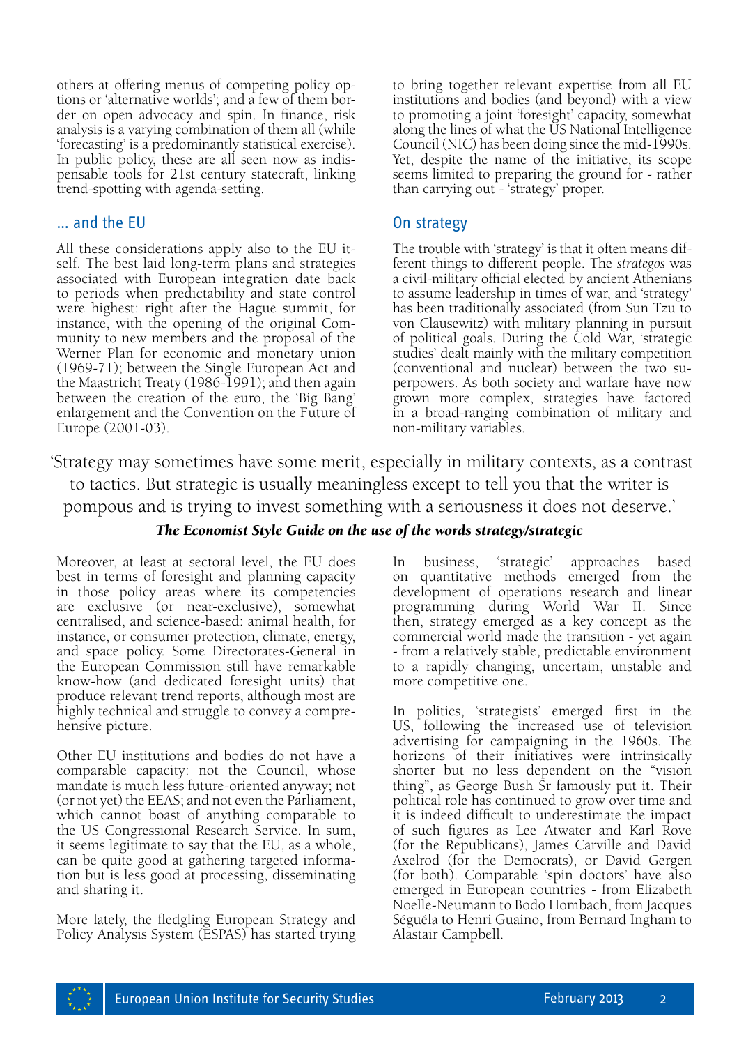others at offering menus of competing policy options or 'alternative worlds'; and a few of them border on open advocacy and spin. In finance, risk analysis is a varying combination of them all (while 'forecasting' is a predominantly statistical exercise). In public policy, these are all seen now as indispensable tools for 21st century statecraft, linking trend-spotting with agenda-setting.

## … and the EU

All these considerations apply also to the EU itself. The best laid long-term plans and strategies associated with European integration date back to periods when predictability and state control were highest: right after the Hague summit, for instance, with the opening of the original Community to new members and the proposal of the Werner Plan for economic and monetary union (1969-71); between the Single European Act and the Maastricht Treaty (1986-1991); and then again between the creation of the euro, the 'Big Bang' enlargement and the Convention on the Future of Europe (2001-03).

Moreover, at least at sectoral level, the EU does best in terms of foresight and planning capacity in those policy areas where its competencies are exclusive (or near-exclusive), somewhat centralised, and science-based: animal health, for instance, or consumer protection, climate, energy, and space policy. Some Directorates-General in the European Commission still have remarkable know-how (and dedicated foresight units) that produce relevant trend reports, although most are highly technical and struggle to convey a comprehensive picture.

Other EU institutions and bodies do not have a comparable capacity: not the Council, whose mandate is much less future-oriented anyway; not (or not yet) the EEAS; and not even the Parliament, which cannot boast of anything comparable to the US Congressional Research Service. In sum, it seems legitimate to say that the EU, as a whole, can be quite good at gathering targeted information but is less good at processing, disseminating and sharing it.

More lately, the fledgling European Strategy and Policy Analysis System (ESPAS) has started trying to bring together relevant expertise from all EU institutions and bodies (and beyond) with a view to promoting a joint 'foresight' capacity, somewhat along the lines of what the US National Intelligence Council (NIC) has been doing since the mid-1990s. Yet, despite the name of the initiative, its scope seems limited to preparing the ground for - rather than carrying out - 'strategy' proper.

## On strategy

The trouble with 'strategy' is that it often means different things to different people. The *strategos* was a civil-military official elected by ancient Athenians to assume leadership in times of war, and 'strategy' has been traditionally associated (from Sun Tzu to von Clausewitz) with military planning in pursuit of political goals. During the Cold War, 'strategic studies' dealt mainly with the military competition (conventional and nuclear) between the two superpowers. As both society and warfare have now grown more complex, strategies have factored in a broad-ranging combination of military and non-military variables.

> 'Strategy may sometimes have some merit, especially in military contexts, as a contrast to tactics. But strategic is usually meaningless except to tell you that the writer is pompous and is trying to invest something with a seriousness it does not deserve.'
>
> ***The Economist Style Guide on the use of the words strategy/strategic***

In business, 'strategic' approaches based on quantitative methods emerged from the development of operations research and linear programming during World War II. Since then, strategy emerged as a key concept as the commercial world made the transition - yet again - from a relatively stable, predictable environment to a rapidly changing, uncertain, unstable and more competitive one.

In politics, 'strategists' emerged first in the US, following the increased use of television advertising for campaigning in the 1960s. The horizons of their initiatives were intrinsically shorter but no less dependent on the "vision thing", as George Bush Sr famously put it. Their political role has continued to grow over time and it is indeed difficult to underestimate the impact of such figures as Lee Atwater and Karl Rove (for the Republicans), James Carville and David Axelrod (for the Democrats), or David Gergen (for both). Comparable 'spin doctors' have also emerged in European countries - from Elizabeth Noelle-Neumann to Bodo Hombach, from Jacques Séguéla to Henri Guaino, from Bernard Ingham to Alastair Campbell.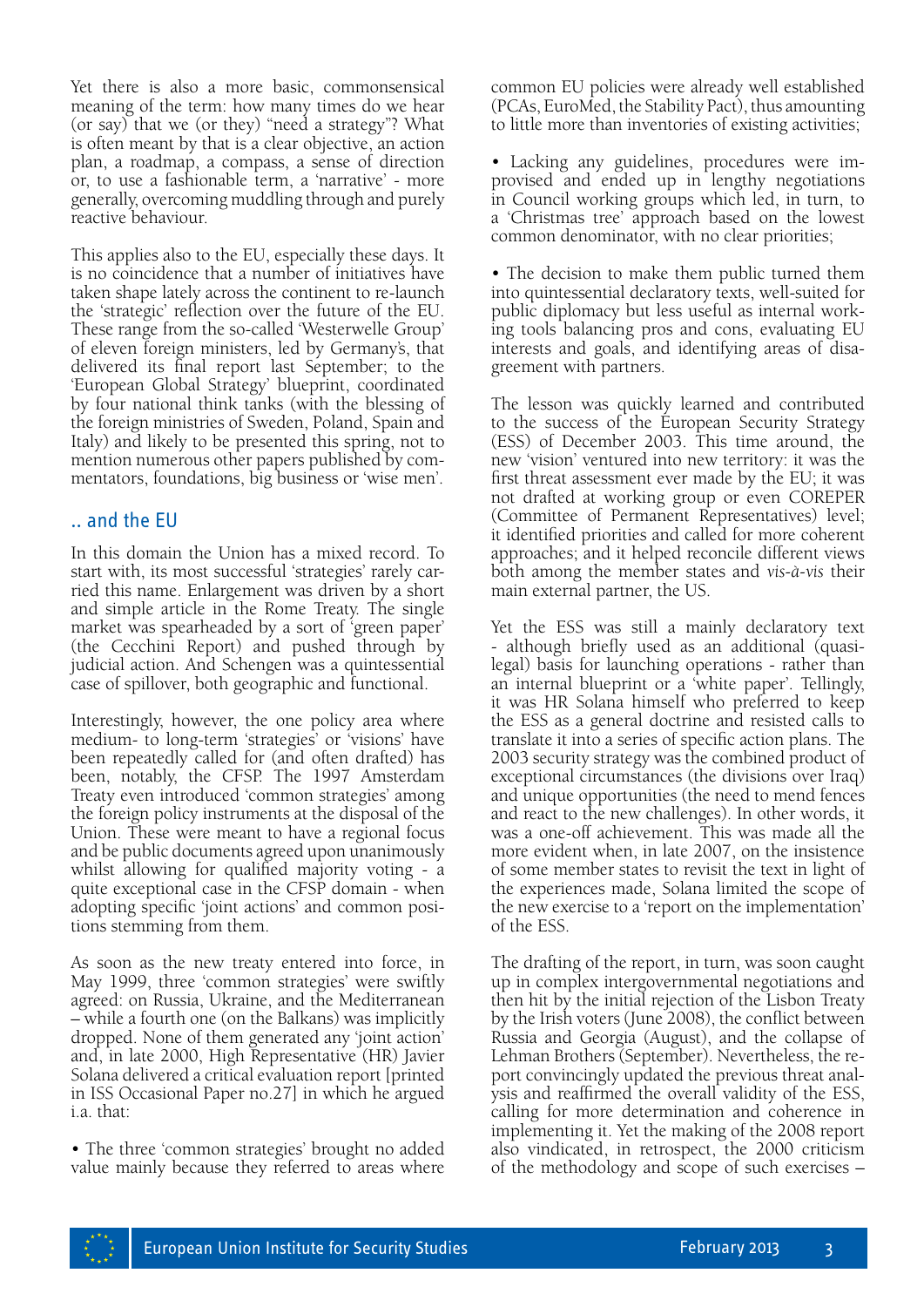Yet there is also a more basic, commonsensical meaning of the term: how many times do we hear (or say) that we (or they) "need a strategy"? What is often meant by that is a clear objective, an action plan, a roadmap, a compass, a sense of direction or, to use a fashionable term, a 'narrative' - more generally, overcoming muddling through and purely reactive behaviour.

This applies also to the EU, especially these days. It is no coincidence that a number of initiatives have taken shape lately across the continent to re-launch the 'strategic' reflection over the future of the EU. These range from the so-called 'Westerwelle Group' of eleven foreign ministers, led by Germany's, that delivered its final report last September; to the 'European Global Strategy' blueprint, coordinated by four national think tanks (with the blessing of the foreign ministries of Sweden, Poland, Spain and Italy) and likely to be presented this spring, not to mention numerous other papers published by commentators, foundations, big business or 'wise men'.

## .. and the EU

In this domain the Union has a mixed record. To start with, its most successful 'strategies' rarely carried this name. Enlargement was driven by a short and simple article in the Rome Treaty. The single market was spearheaded by a sort of 'green paper' (the Cecchini Report) and pushed through by judicial action. And Schengen was a quintessential case of spillover, both geographic and functional.

Interestingly, however, the one policy area where medium- to long-term 'strategies' or 'visions' have been repeatedly called for (and often drafted) has been, notably, the CFSP. The 1997 Amsterdam Treaty even introduced 'common strategies' among the foreign policy instruments at the disposal of the Union. These were meant to have a regional focus and be public documents agreed upon unanimously whilst allowing for qualified majority voting - a quite exceptional case in the CFSP domain - when adopting specific 'joint actions' and common positions stemming from them.

As soon as the new treaty entered into force, in May 1999, three 'common strategies' were swiftly agreed: on Russia, Ukraine, and the Mediterranean – while a fourth one (on the Balkans) was implicitly dropped. None of them generated any 'joint action' and, in late 2000, High Representative (HR) Javier Solana delivered a critical evaluation report [printed in ISS Occasional Paper no.27] in which he argued i.a. that:

- The three 'common strategies' brought no added value mainly because they referred to areas where common EU policies were already well established (PCAs, EuroMed, the Stability Pact), thus amounting to little more than inventories of existing activities;

- Lacking any guidelines, procedures were improvised and ended up in lengthy negotiations in Council working groups which led, in turn, to a 'Christmas tree' approach based on the lowest common denominator, with no clear priorities;

- The decision to make them public turned them into quintessential declaratory texts, well-suited for public diplomacy but less useful as internal working tools balancing pros and cons, evaluating EU interests and goals, and identifying areas of disagreement with partners.

The lesson was quickly learned and contributed to the success of the European Security Strategy (ESS) of December 2003. This time around, the new 'vision' ventured into new territory: it was the first threat assessment ever made by the EU; it was not drafted at working group or even COREPER (Committee of Permanent Representatives) level; it identified priorities and called for more coherent approaches; and it helped reconcile different views both among the member states and *vis-à-vis* their main external partner, the US.

Yet the ESS was still a mainly declaratory text - although briefly used as an additional (quasi-legal) basis for launching operations - rather than an internal blueprint or a 'white paper'. Tellingly, it was HR Solana himself who preferred to keep the ESS as a general doctrine and resisted calls to translate it into a series of specific action plans. The 2003 security strategy was the combined product of exceptional circumstances (the divisions over Iraq) and unique opportunities (the need to mend fences and react to the new challenges). In other words, it was a one-off achievement. This was made all the more evident when, in late 2007, on the insistence of some member states to revisit the text in light of the experiences made, Solana limited the scope of the new exercise to a 'report on the implementation' of the ESS.

The drafting of the report, in turn, was soon caught up in complex intergovernmental negotiations and then hit by the initial rejection of the Lisbon Treaty by the Irish voters (June 2008), the conflict between Russia and Georgia (August), and the collapse of Lehman Brothers (September). Nevertheless, the report convincingly updated the previous threat analysis and reaffirmed the overall validity of the ESS, calling for more determination and coherence in implementing it. Yet the making of the 2008 report also vindicated, in retrospect, the 2000 criticism of the methodology and scope of such exercises –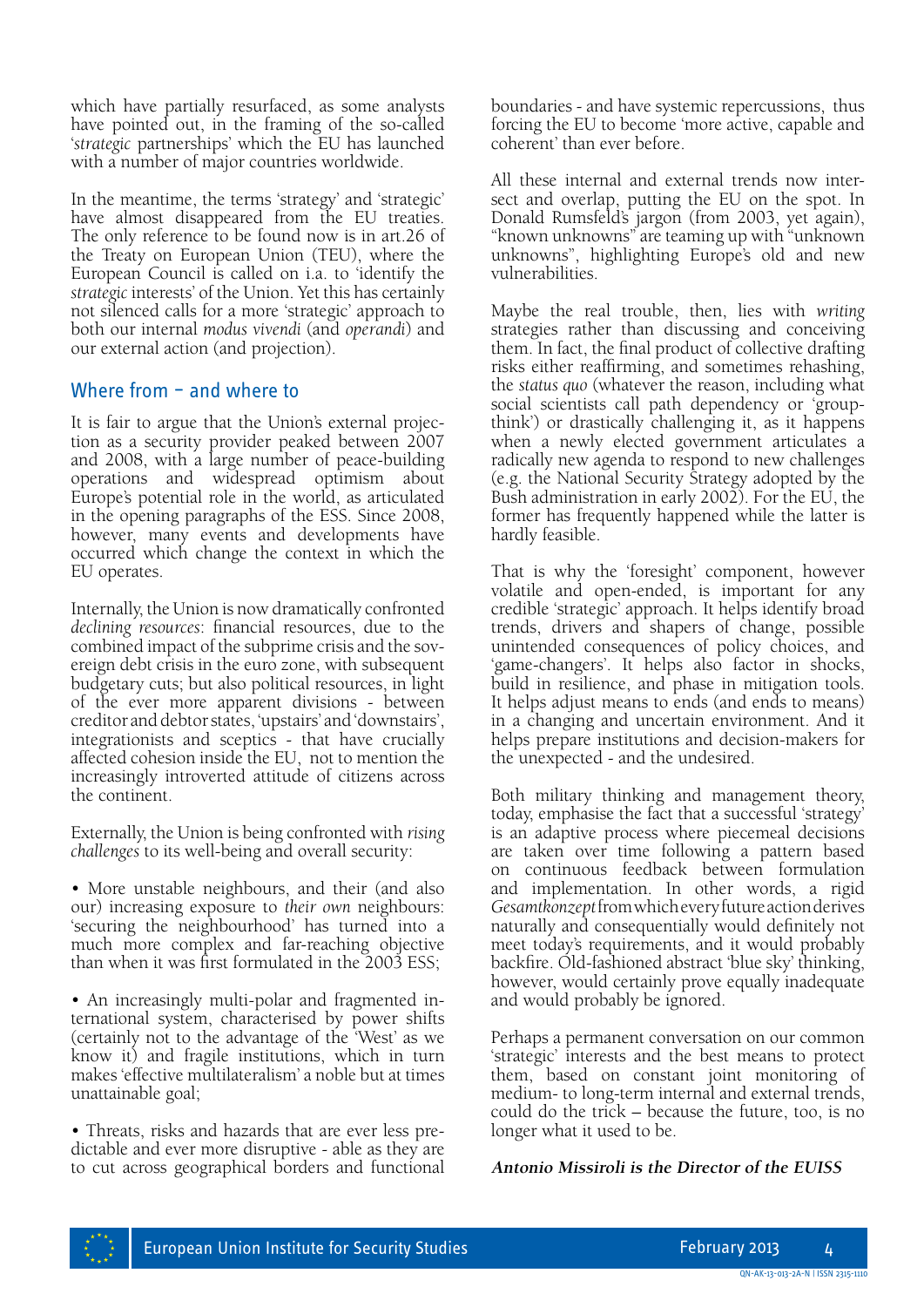which have partially resurfaced, as some analysts have pointed out, in the framing of the so-called '*strategic* partnerships' which the EU has launched with a number of major countries worldwide.

In the meantime, the terms 'strategy' and 'strategic' have almost disappeared from the EU treaties. The only reference to be found now is in art.26 of the Treaty on European Union (TEU), where the European Council is called on i.a. to 'identify the *strategic* interests' of the Union. Yet this has certainly not silenced calls for a more 'strategic' approach to both our internal *modus vivendi* (and *operandi*) and our external action (and projection).

## Where from – and where to

It is fair to argue that the Union's external projection as a security provider peaked between 2007 and 2008, with a large number of peace-building operations and widespread optimism about Europe's potential role in the world, as articulated in the opening paragraphs of the ESS. Since 2008, however, many events and developments have occurred which change the context in which the EU operates.

Internally, the Union is now dramatically confronted *declining resources*: financial resources, due to the combined impact of the subprime crisis and the sovereign debt crisis in the euro zone, with subsequent budgetary cuts; but also political resources, in light of the ever more apparent divisions - between creditor and debtor states, 'upstairs' and 'downstairs', integrationists and sceptics - that have crucially affected cohesion inside the EU, not to mention the increasingly introverted attitude of citizens across the continent.

Externally, the Union is being confronted with *rising challenges* to its well-being and overall security:

• More unstable neighbours, and their (and also our) increasing exposure to *their own* neighbours: 'securing the neighbourhood' has turned into a much more complex and far-reaching objective than when it was first formulated in the 2003 ESS;

• An increasingly multi-polar and fragmented international system, characterised by power shifts (certainly not to the advantage of the 'West' as we know it) and fragile institutions, which in turn makes 'effective multilateralism' a noble but at times unattainable goal;

• Threats, risks and hazards that are ever less predictable and ever more disruptive - able as they are to cut across geographical borders and functional boundaries - and have systemic repercussions, thus forcing the EU to become 'more active, capable and coherent' than ever before.

All these internal and external trends now intersect and overlap, putting the EU on the spot. In Donald Rumsfeld's jargon (from 2003, yet again), "known unknowns" are teaming up with "unknown unknowns", highlighting Europe's old and new vulnerabilities.

Maybe the real trouble, then, lies with *writing* strategies rather than discussing and conceiving them. In fact, the final product of collective drafting risks either reaffirming, and sometimes rehashing, the *status quo* (whatever the reason, including what social scientists call path dependency or 'groupthink') or drastically challenging it, as it happens when a newly elected government articulates a radically new agenda to respond to new challenges (e.g. the National Security Strategy adopted by the Bush administration in early 2002). For the EU, the former has frequently happened while the latter is hardly feasible.

That is why the 'foresight' component, however volatile and open-ended, is important for any credible 'strategic' approach. It helps identify broad trends, drivers and shapers of change, possible unintended consequences of policy choices, and 'game-changers'. It helps also factor in shocks, build in resilience, and phase in mitigation tools. It helps adjust means to ends (and ends to means) in a changing and uncertain environment. And it helps prepare institutions and decision-makers for the unexpected - and the undesired.

Both military thinking and management theory, today, emphasise the fact that a successful 'strategy' is an adaptive process where piecemeal decisions are taken over time following a pattern based on continuous feedback between formulation and implementation. In other words, a rigid *Gesamtkonzept* from which every future action derives naturally and consequentially would definitely not meet today's requirements, and it would probably backfire. Old-fashioned abstract 'blue sky' thinking, however, would certainly prove equally inadequate and would probably be ignored.

Perhaps a permanent conversation on our common 'strategic' interests and the best means to protect them, based on constant joint monitoring of medium- to long-term internal and external trends, could do the trick – because the future, too, is no longer what it used to be.

***Antonio Missiroli is the Director of the EUISS***

QN-AK-13-013-2A-N | ISSN 2315-1110